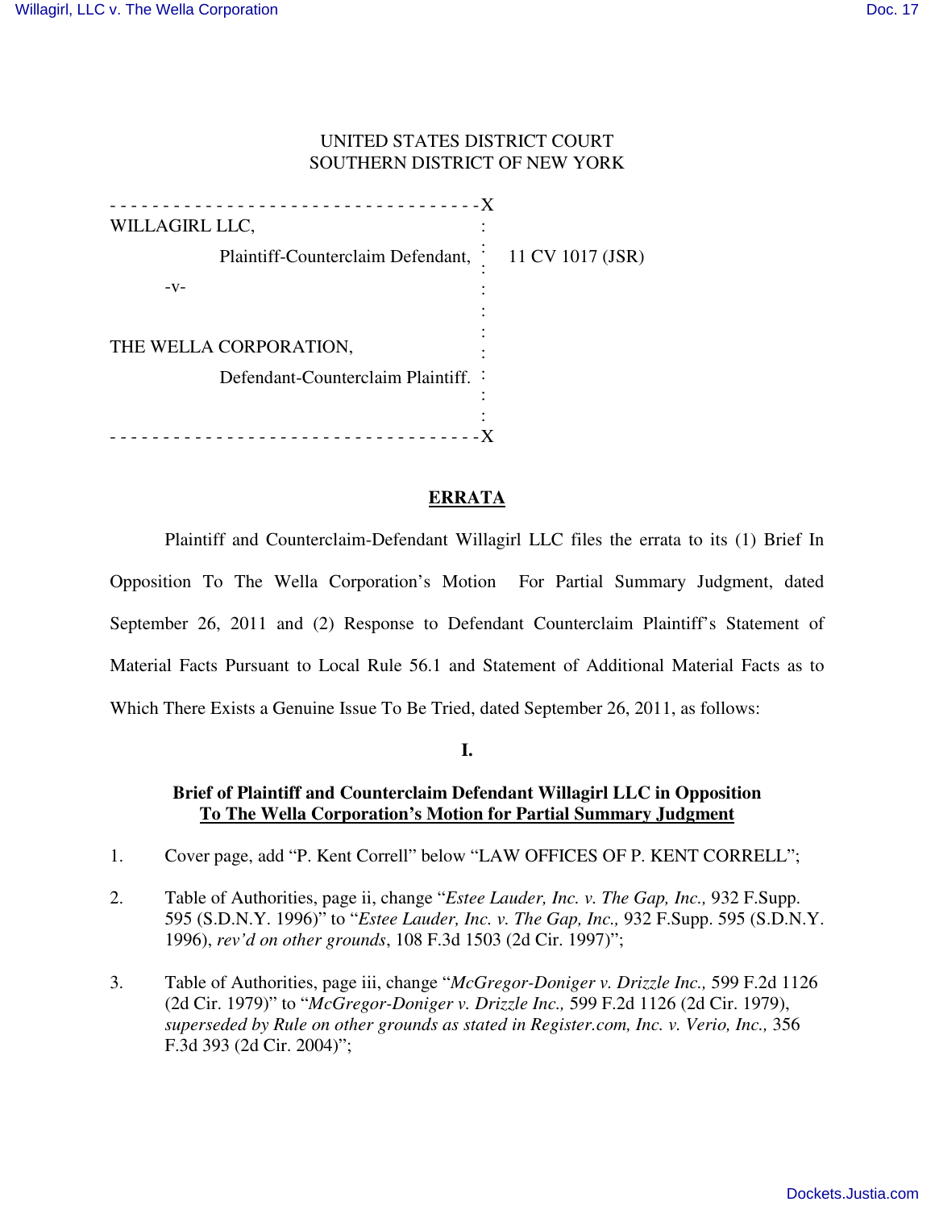UNITED STATES DISTRICT COURT
SOUTHERN DISTRICT OF NEW YORK

| | | |
|---|---|---|
| WILLAGIRL LLC,<br>Plaintiff-Counterclaim Defendant,<br><br>-v-<br><br>THE WELLA CORPORATION,<br>Defendant-Counterclaim Plaintiff. | : | 11 CV 1017 (JSR) |

## ERRATA

Plaintiff and Counterclaim-Defendant Willagirl LLC files the errata to its (1) Brief In Opposition To The Wella Corporation's Motion For Partial Summary Judgment, dated September 26, 2011 and (2) Response to Defendant Counterclaim Plaintiff's Statement of Material Facts Pursuant to Local Rule 56.1 and Statement of Additional Material Facts as to Which There Exists a Genuine Issue To Be Tried, dated September 26, 2011, as follows:

### I.

### Brief of Plaintiff and Counterclaim Defendant Willagirl LLC in Opposition To The Wella Corporation's Motion for Partial Summary Judgment

1. Cover page, add "P. Kent Correll" below "LAW OFFICES OF P. KENT CORRELL";

2. Table of Authorities, page ii, change "*Estee Lauder, Inc. v. The Gap, Inc.,* 932 F.Supp. 595 (S.D.N.Y. 1996)" to "*Estee Lauder, Inc. v. The Gap, Inc.,* 932 F.Supp. 595 (S.D.N.Y. 1996), *rev'd on other grounds*, 108 F.3d 1503 (2d Cir. 1997)";

3. Table of Authorities, page iii, change "*McGregor-Doniger v. Drizzle Inc.,* 599 F.2d 1126 (2d Cir. 1979)" to "*McGregor-Doniger v. Drizzle Inc.,* 599 F.2d 1126 (2d Cir. 1979), *superseded by Rule on other grounds as stated in Register.com, Inc. v. Verio, Inc.,* 356 F.3d 393 (2d Cir. 2004)";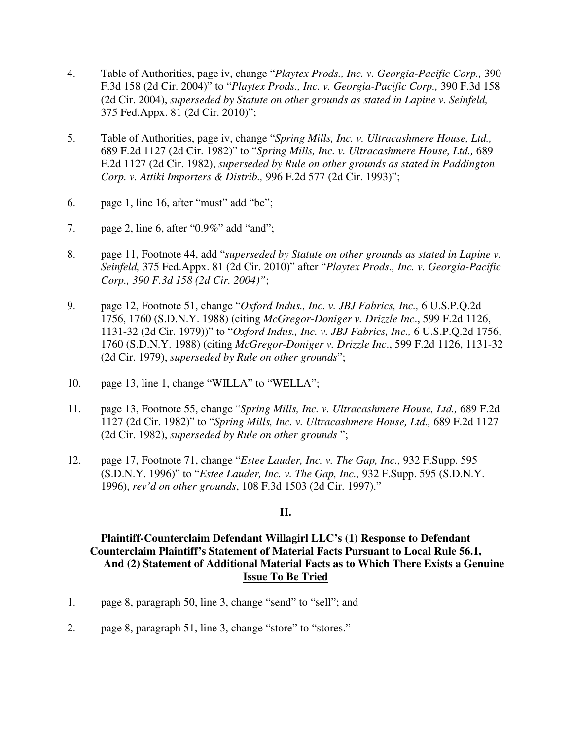4. Table of Authorities, page iv, change "*Playtex Prods., Inc. v. Georgia-Pacific Corp.,* 390 F.3d 158 (2d Cir. 2004)" to "*Playtex Prods., Inc. v. Georgia-Pacific Corp.,* 390 F.3d 158 (2d Cir. 2004), *superseded by Statute on other grounds as stated in Lapine v. Seinfeld,* 375 Fed.Appx. 81 (2d Cir. 2010)";

5. Table of Authorities, page iv, change "*Spring Mills, Inc. v. Ultracashmere House, Ltd.,* 689 F.2d 1127 (2d Cir. 1982)" to "*Spring Mills, Inc. v. Ultracashmere House, Ltd.,* 689 F.2d 1127 (2d Cir. 1982), *superseded by Rule on other grounds as stated in Paddington Corp. v. Attiki Importers & Distrib.,* 996 F.2d 577 (2d Cir. 1993)";

6. page 1, line 16, after "must" add "be";

7. page 2, line 6, after "0.9%" add "and";

8. page 11, Footnote 44, add "*superseded by Statute on other grounds as stated in Lapine v. Seinfeld,* 375 Fed.Appx. 81 (2d Cir. 2010)" after "*Playtex Prods., Inc. v. Georgia-Pacific Corp., 390 F.3d 158 (2d Cir. 2004)"*;

9. page 12, Footnote 51, change "*Oxford Indus., Inc. v. JBJ Fabrics, Inc.,* 6 U.S.P.Q.2d 1756, 1760 (S.D.N.Y. 1988) (citing *McGregor-Doniger v. Drizzle Inc*., 599 F.2d 1126, 1131-32 (2d Cir. 1979))" to "*Oxford Indus., Inc. v. JBJ Fabrics, Inc.,* 6 U.S.P.Q.2d 1756, 1760 (S.D.N.Y. 1988) (citing *McGregor-Doniger v. Drizzle Inc*., 599 F.2d 1126, 1131-32 (2d Cir. 1979), *superseded by Rule on other grounds*";

10. page 13, line 1, change "WILLA" to "WELLA";

11. page 13, Footnote 55, change "*Spring Mills, Inc. v. Ultracashmere House, Ltd.,* 689 F.2d 1127 (2d Cir. 1982)" to "*Spring Mills, Inc. v. Ultracashmere House, Ltd.,* 689 F.2d 1127 (2d Cir. 1982), *superseded by Rule on other grounds* ";

12. page 17, Footnote 71, change "*Estee Lauder, Inc. v. The Gap, Inc.,* 932 F.Supp. 595 (S.D.N.Y. 1996)" to "*Estee Lauder, Inc. v. The Gap, Inc.,* 932 F.Supp. 595 (S.D.N.Y. 1996), *rev'd on other grounds*, 108 F.3d 1503 (2d Cir. 1997)."

## II.

### Plaintiff-Counterclaim Defendant Willagirl LLC's (1) Response to Defendant Counterclaim Plaintiff's Statement of Material Facts Pursuant to Local Rule 56.1, And (2) Statement of Additional Material Facts as to Which There Exists a Genuine Issue To Be Tried

1. page 8, paragraph 50, line 3, change "send" to "sell"; and

2. page 8, paragraph 51, line 3, change "store" to "stores."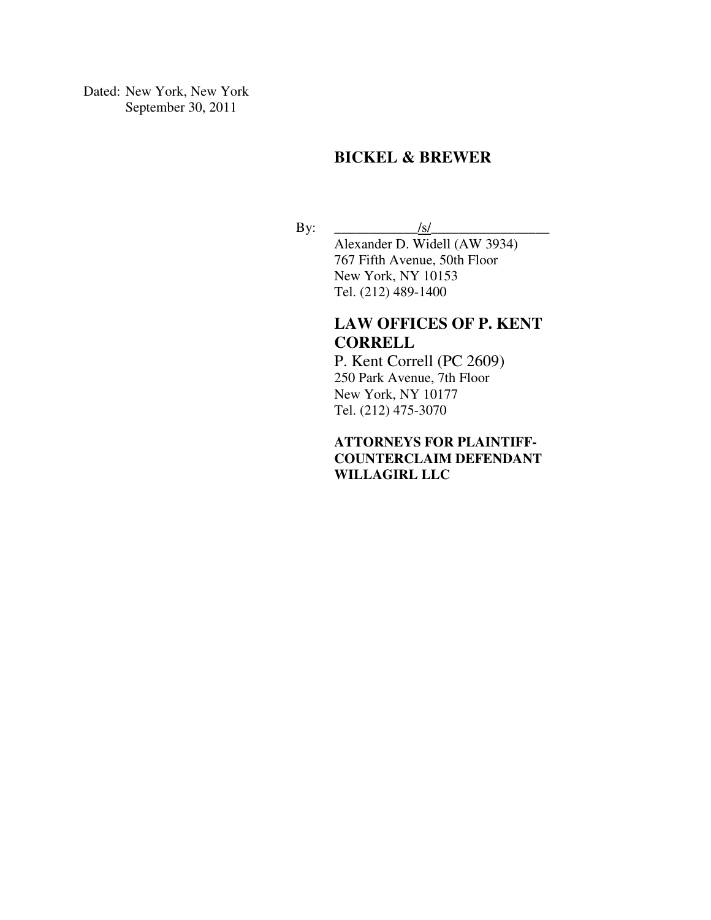Dated: New York, New York
September 30, 2011

**BICKEL & BREWER**

By: ____________/s/_________________
Alexander D. Widell (AW 3934)
767 Fifth Avenue, 50th Floor
New York, NY 10153
Tel. (212) 489-1400

**LAW OFFICES OF P. KENT CORRELL**
P. Kent Correll (PC 2609)
250 Park Avenue, 7th Floor
New York, NY 10177
Tel. (212) 475-3070

**ATTORNEYS FOR PLAINTIFF-COUNTERCLAIM DEFENDANT WILLAGIRL LLC**